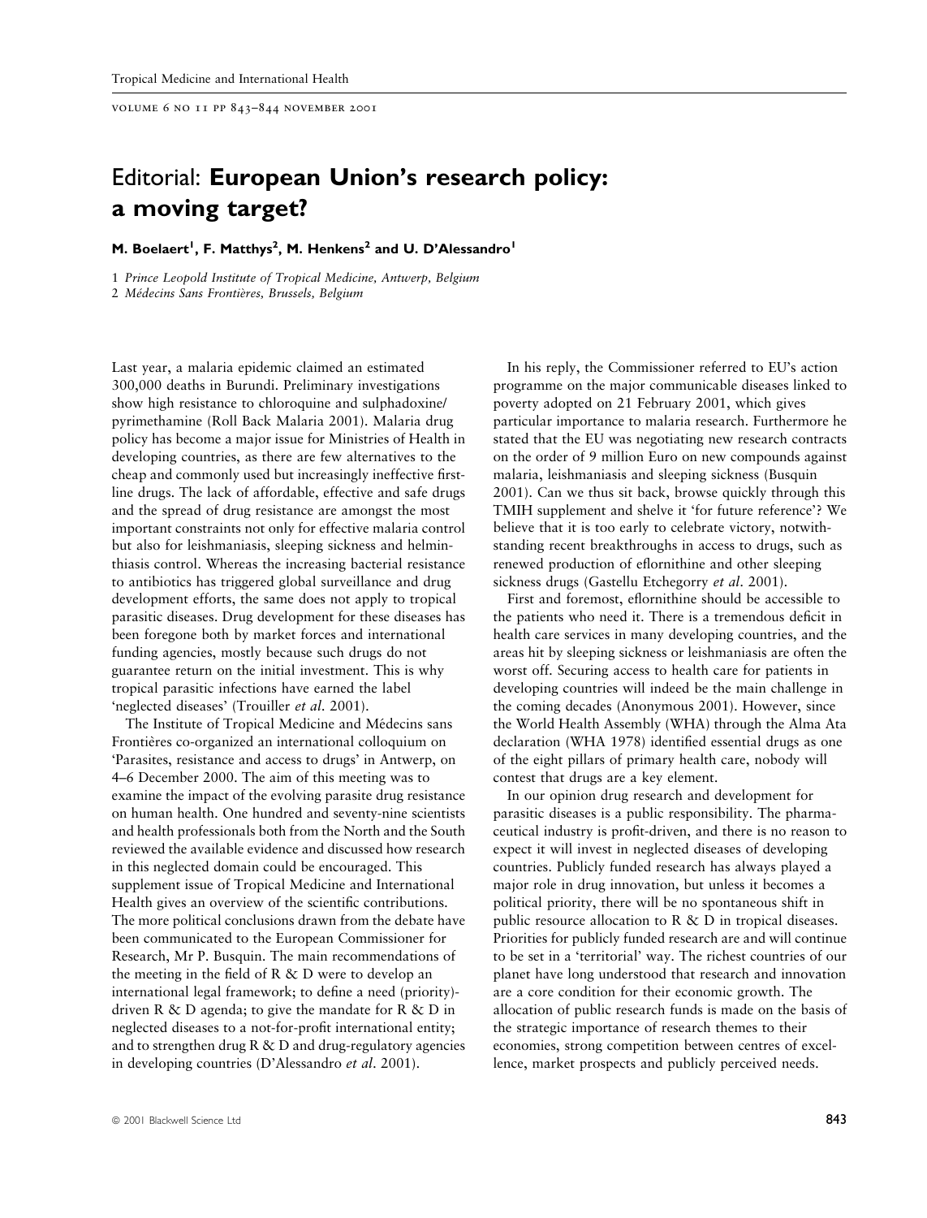# Editorial: European Union's research policy: a moving target?

**M. Boelaert[1], F. Matthys[2], M. Henkens[2] and U. D'Alessandro[1]**

1 *Prince Leopold Institute of Tropical Medicine, Antwerp, Belgium*
2 *Médecins Sans Frontières, Brussels, Belgium*

Last year, a malaria epidemic claimed an estimated 300,000 deaths in Burundi. Preliminary investigations show high resistance to chloroquine and sulphadoxine/pyrimethamine (Roll Back Malaria 2001). Malaria drug policy has become a major issue for Ministries of Health in developing countries, as there are few alternatives to the cheap and commonly used but increasingly ineffective first-line drugs. The lack of affordable, effective and safe drugs and the spread of drug resistance are amongst the most important constraints not only for effective malaria control but also for leishmaniasis, sleeping sickness and helminthiasis control. Whereas the increasing bacterial resistance to antibiotics has triggered global surveillance and drug development efforts, the same does not apply to tropical parasitic diseases. Drug development for these diseases has been foregone both by market forces and international funding agencies, mostly because such drugs do not guarantee return on the initial investment. This is why tropical parasitic infections have earned the label 'neglected diseases' (Trouiller *et al*. 2001).

The Institute of Tropical Medicine and Médecins sans Frontières co-organized an international colloquium on 'Parasites, resistance and access to drugs' in Antwerp, on 4–6 December 2000. The aim of this meeting was to examine the impact of the evolving parasite drug resistance on human health. One hundred and seventy-nine scientists and health professionals both from the North and the South reviewed the available evidence and discussed how research in this neglected domain could be encouraged. This supplement issue of Tropical Medicine and International Health gives an overview of the scientific contributions. The more political conclusions drawn from the debate have been communicated to the European Commissioner for Research, Mr P. Busquin. The main recommendations of the meeting in the field of R & D were to develop an international legal framework; to define a need (priority)-driven R & D agenda; to give the mandate for R & D in neglected diseases to a not-for-profit international entity; and to strengthen drug R & D and drug-regulatory agencies in developing countries (D'Alessandro *et al*. 2001).

In his reply, the Commissioner referred to EU's action programme on the major communicable diseases linked to poverty adopted on 21 February 2001, which gives particular importance to malaria research. Furthermore he stated that the EU was negotiating new research contracts on the order of 9 million Euro on new compounds against malaria, leishmaniasis and sleeping sickness (Busquin 2001). Can we thus sit back, browse quickly through this TMIH supplement and shelve it 'for future reference'? We believe that it is too early to celebrate victory, notwithstanding recent breakthroughs in access to drugs, such as renewed production of eflornithine and other sleeping sickness drugs (Gastellu Etchegorry *et al*. 2001).

First and foremost, eflornithine should be accessible to the patients who need it. There is a tremendous deficit in health care services in many developing countries, and the areas hit by sleeping sickness or leishmaniasis are often the worst off. Securing access to health care for patients in developing countries will indeed be the main challenge in the coming decades (Anonymous 2001). However, since the World Health Assembly (WHA) through the Alma Ata declaration (WHA 1978) identified essential drugs as one of the eight pillars of primary health care, nobody will contest that drugs are a key element.

In our opinion drug research and development for parasitic diseases is a public responsibility. The pharmaceutical industry is profit-driven, and there is no reason to expect it will invest in neglected diseases of developing countries. Publicly funded research has always played a major role in drug innovation, but unless it becomes a political priority, there will be no spontaneous shift in public resource allocation to R & D in tropical diseases. Priorities for publicly funded research are and will continue to be set in a 'territorial' way. The richest countries of our planet have long understood that research and innovation are a core condition for their economic growth. The allocation of public research funds is made on the basis of the strategic importance of research themes to their economies, strong competition between centres of excellence, market prospects and publicly perceived needs.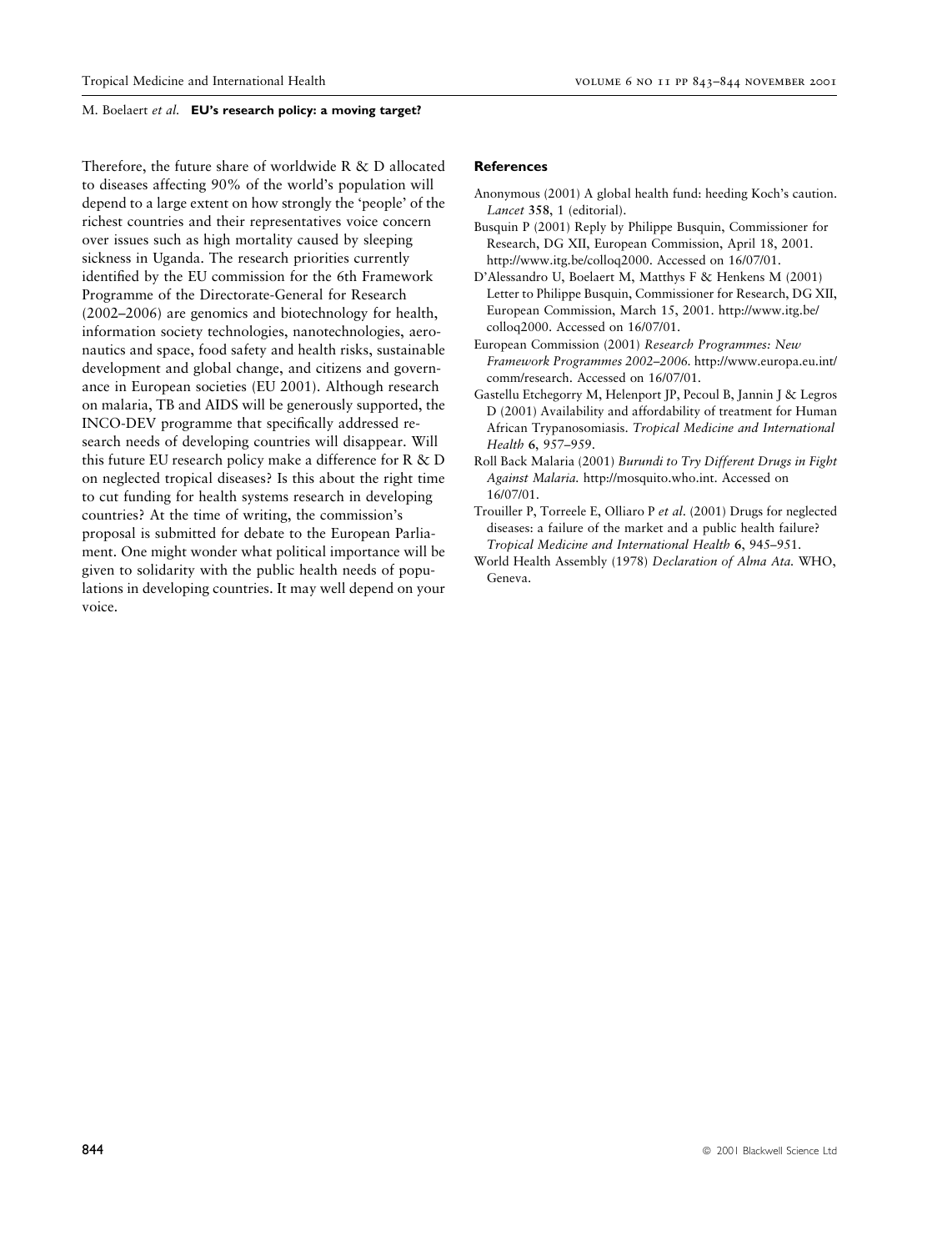Therefore, the future share of worldwide R & D allocated to diseases affecting 90% of the world's population will depend to a large extent on how strongly the 'people' of the richest countries and their representatives voice concern over issues such as high mortality caused by sleeping sickness in Uganda. The research priorities currently identified by the EU commission for the 6th Framework Programme of the Directorate-General for Research (2002–2006) are genomics and biotechnology for health, information society technologies, nanotechnologies, aeronautics and space, food safety and health risks, sustainable development and global change, and citizens and governance in European societies (EU 2001). Although research on malaria, TB and AIDS will be generously supported, the INCO-DEV programme that specifically addressed research needs of developing countries will disappear. Will this future EU research policy make a difference for R & D on neglected tropical diseases? Is this about the right time to cut funding for health systems research in developing countries? At the time of writing, the commission's proposal is submitted for debate to the European Parliament. One might wonder what political importance will be given to solidarity with the public health needs of populations in developing countries. It may well depend on your voice.

## References

Anonymous (2001) A global health fund: heeding Koch's caution. *Lancet* **358**, 1 (editorial).

Busquin P (2001) Reply by Philippe Busquin, Commissioner for Research, DG XII, European Commission, April 18, 2001. http://www.itg.be/colloq2000. Accessed on 16/07/01.

D'Alessandro U, Boelaert M, Matthys F & Henkens M (2001) Letter to Philippe Busquin, Commissioner for Research, DG XII, European Commission, March 15, 2001. http://www.itg.be/colloq2000. Accessed on 16/07/01.

European Commission (2001) *Research Programmes: New Framework Programmes 2002–2006*. http://www.europa.eu.int/comm/research. Accessed on 16/07/01.

Gastellu Etchegorry M, Helenport JP, Pecoul B, Jannin J & Legros D (2001) Availability and affordability of treatment for Human African Trypanosomiasis. *Tropical Medicine and International Health* **6**, 957–959.

Roll Back Malaria (2001) *Burundi to Try Different Drugs in Fight Against Malaria*. http://mosquito.who.int. Accessed on 16/07/01.

Trouiller P, Torreele E, Olliaro P *et al*. (2001) Drugs for neglected diseases: a failure of the market and a public health failure? *Tropical Medicine and International Health* **6**, 945–951.

World Health Assembly (1978) *Declaration of Alma Ata*. WHO, Geneva.